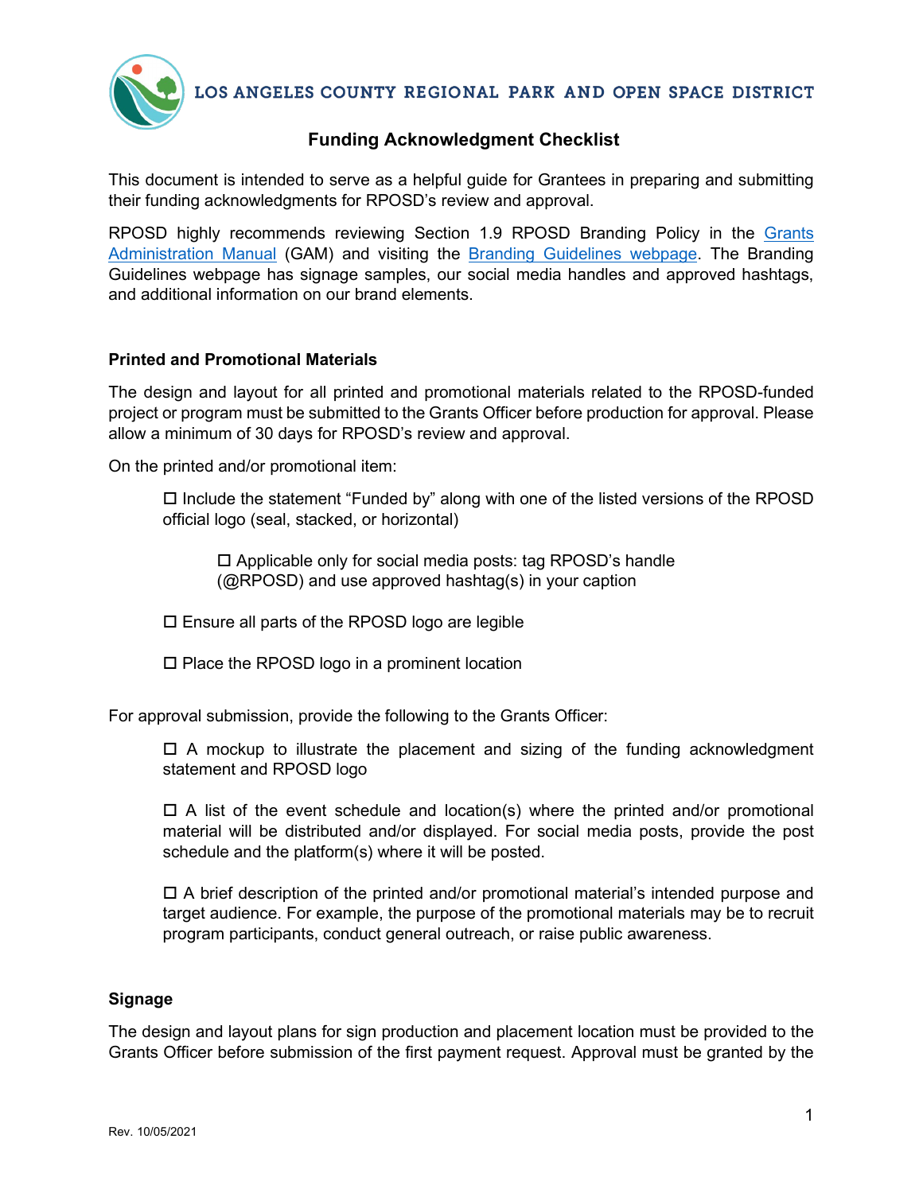LOS ANGELES COUNTY REGIONAL PARK AND OPEN SPACE DISTRICT

# Funding Acknowledgment Checklist

This document is intended to serve as a helpful guide for Grantees in preparing and submitting their funding acknowledgments for RPOSD's review and approval.

RPOSD highly recommends reviewing Section 1.9 RPOSD Branding Policy in the Grants Administration Manual (GAM) and visiting the Branding Guidelines webpage. The Branding Guidelines webpage has signage samples, our social media handles and approved hashtags, and additional information on our brand elements.

## Printed and Promotional Materials

The design and layout for all printed and promotional materials related to the RPOSD-funded project or program must be submitted to the Grants Officer before production for approval. Please allow a minimum of 30 days for RPOSD's review and approval.

On the printed and/or promotional item:

- ☐ Include the statement "Funded by" along with one of the listed versions of the RPOSD official logo (seal, stacked, or horizontal)
  - ☐ Applicable only for social media posts: tag RPOSD's handle (@RPOSD) and use approved hashtag(s) in your caption
- ☐ Ensure all parts of the RPOSD logo are legible
- ☐ Place the RPOSD logo in a prominent location

For approval submission, provide the following to the Grants Officer:

- ☐ A mockup to illustrate the placement and sizing of the funding acknowledgment statement and RPOSD logo
- ☐ A list of the event schedule and location(s) where the printed and/or promotional material will be distributed and/or displayed. For social media posts, provide the post schedule and the platform(s) where it will be posted.
- ☐ A brief description of the printed and/or promotional material's intended purpose and target audience. For example, the purpose of the promotional materials may be to recruit program participants, conduct general outreach, or raise public awareness.

## Signage

The design and layout plans for sign production and placement location must be provided to the Grants Officer before submission of the first payment request. Approval must be granted by the

Rev. 10/05/2021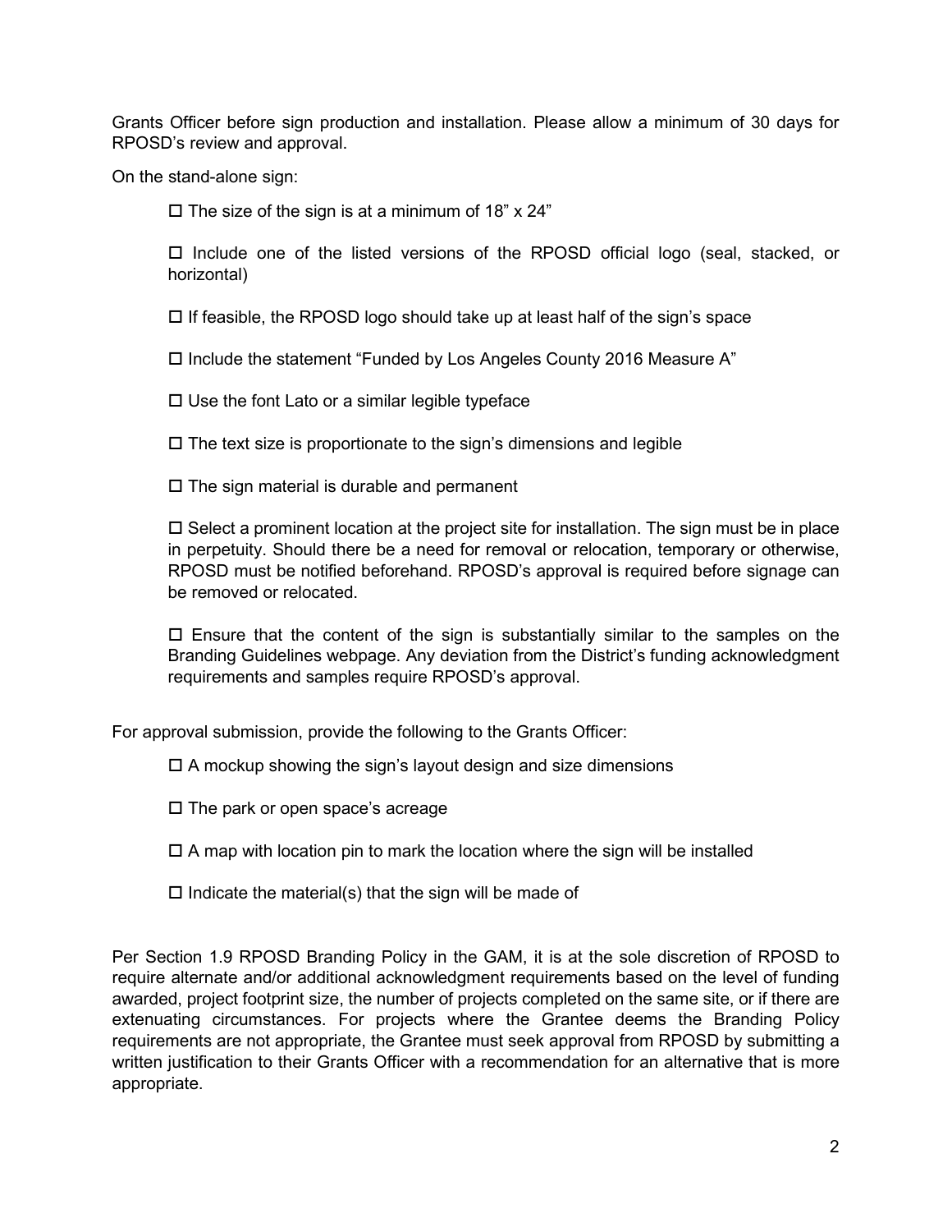Grants Officer before sign production and installation. Please allow a minimum of 30 days for RPOSD's review and approval.

On the stand-alone sign:

- ☐ The size of the sign is at a minimum of 18" x 24"
- ☐ Include one of the listed versions of the RPOSD official logo (seal, stacked, or horizontal)
- ☐ If feasible, the RPOSD logo should take up at least half of the sign's space
- ☐ Include the statement "Funded by Los Angeles County 2016 Measure A"
- ☐ Use the font Lato or a similar legible typeface
- ☐ The text size is proportionate to the sign's dimensions and legible
- ☐ The sign material is durable and permanent
- ☐ Select a prominent location at the project site for installation. The sign must be in place in perpetuity. Should there be a need for removal or relocation, temporary or otherwise, RPOSD must be notified beforehand. RPOSD's approval is required before signage can be removed or relocated.
- ☐ Ensure that the content of the sign is substantially similar to the samples on the Branding Guidelines webpage. Any deviation from the District's funding acknowledgment requirements and samples require RPOSD's approval.

For approval submission, provide the following to the Grants Officer:

- ☐ A mockup showing the sign's layout design and size dimensions
- ☐ The park or open space's acreage
- ☐ A map with location pin to mark the location where the sign will be installed
- ☐ Indicate the material(s) that the sign will be made of

Per Section 1.9 RPOSD Branding Policy in the GAM, it is at the sole discretion of RPOSD to require alternate and/or additional acknowledgment requirements based on the level of funding awarded, project footprint size, the number of projects completed on the same site, or if there are extenuating circumstances. For projects where the Grantee deems the Branding Policy requirements are not appropriate, the Grantee must seek approval from RPOSD by submitting a written justification to their Grants Officer with a recommendation for an alternative that is more appropriate.